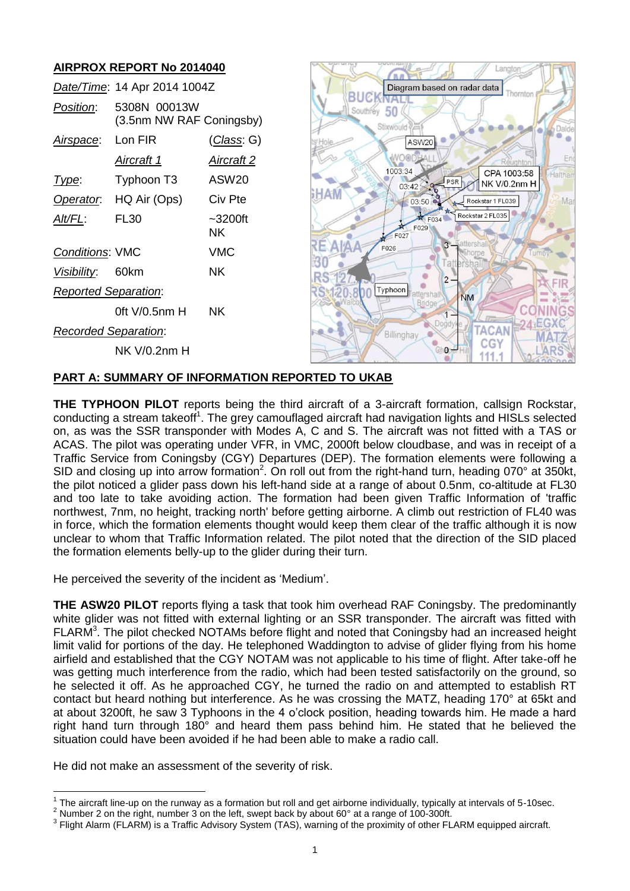## AIRPROX REPORT No 2014040

| | | |
|---|---|---|
| *Date/Time*: | 14 Apr 2014 1004Z | |
| *Position*: | 5308N 00013W (3.5nm NW RAF Coningsby) | |
| *Airspace*: | Lon FIR | (*Class*: G) |
| | *Aircraft 1* | *Aircraft 2* |
| *Type*: | Typhoon T3 | ASW20 |
| *Operator*: | HQ Air (Ops) | Civ Pte |
| *Alt/FL*: | FL30 | ~3200ft NK |
| *Conditions*: | VMC | VMC |
| *Visibility*: | 60km | NK |
| *Reported Separation*: | | |
| | 0ft V/0.5nm H | NK |
| *Recorded Separation*: | | |
| | NK V/0.2nm H | |

## PART A: SUMMARY OF INFORMATION REPORTED TO UKAB

**THE TYPHOON PILOT** reports being the third aircraft of a 3-aircraft formation, callsign Rockstar, conducting a stream takeoff[1]. The grey camouflaged aircraft had navigation lights and HISLs selected on, as was the SSR transponder with Modes A, C and S. The aircraft was not fitted with a TAS or ACAS. The pilot was operating under VFR, in VMC, 2000ft below cloudbase, and was in receipt of a Traffic Service from Coningsby (CGY) Departures (DEP). The formation elements were following a SID and closing up into arrow formation[2]. On roll out from the right-hand turn, heading 070° at 350kt, the pilot noticed a glider pass down his left-hand side at a range of about 0.5nm, co-altitude at FL30 and too late to take avoiding action. The formation had been given Traffic Information of 'traffic northwest, 7nm, no height, tracking north' before getting airborne. A climb out restriction of FL40 was in force, which the formation elements thought would keep them clear of the traffic although it is now unclear to whom that Traffic Information related. The pilot noted that the direction of the SID placed the formation elements belly-up to the glider during their turn.

He perceived the severity of the incident as 'Medium'.

**THE ASW20 PILOT** reports flying a task that took him overhead RAF Coningsby. The predominantly white glider was not fitted with external lighting or an SSR transponder. The aircraft was fitted with FLARM[3]. The pilot checked NOTAMs before flight and noted that Coningsby had an increased height limit valid for portions of the day. He telephoned Waddington to advise of glider flying from his home airfield and established that the CGY NOTAM was not applicable to his time of flight. After take-off he was getting much interference from the radio, which had been tested satisfactorily on the ground, so he selected it off. As he approached CGY, he turned the radio on and attempted to establish RT contact but heard nothing but interference. As he was crossing the MATZ, heading 170° at 65kt and at about 3200ft, he saw 3 Typhoons in the 4 o'clock position, heading towards him. He made a hard right hand turn through 180° and heard them pass behind him. He stated that he believed the situation could have been avoided if he had been able to make a radio call.

He did not make an assessment of the severity of risk.

---

[1] The aircraft line-up on the runway as a formation but roll and get airborne individually, typically at intervals of 5-10sec.

[2] Number 2 on the right, number 3 on the left, swept back by about 60° at a range of 100-300ft.

[3] Flight Alarm (FLARM) is a Traffic Advisory System (TAS), warning of the proximity of other FLARM equipped aircraft.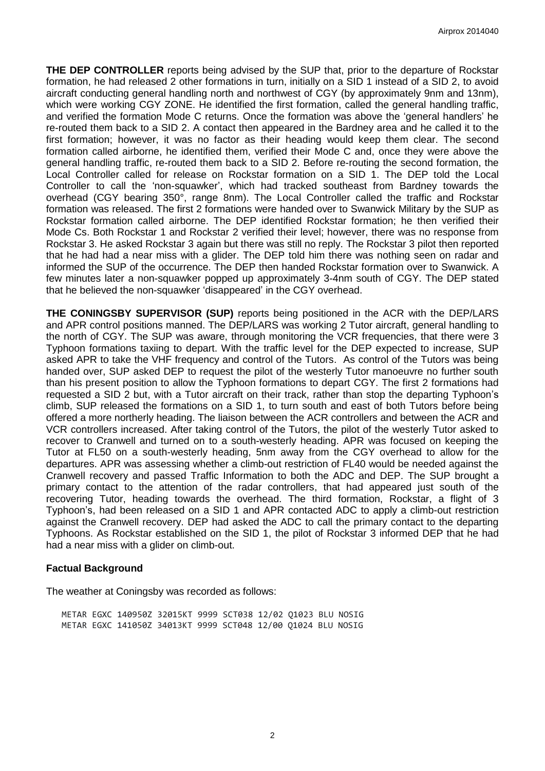**THE DEP CONTROLLER** reports being advised by the SUP that, prior to the departure of Rockstar formation, he had released 2 other formations in turn, initially on a SID 1 instead of a SID 2, to avoid aircraft conducting general handling north and northwest of CGY (by approximately 9nm and 13nm), which were working CGY ZONE. He identified the first formation, called the general handling traffic, and verified the formation Mode C returns. Once the formation was above the 'general handlers' he re-routed them back to a SID 2. A contact then appeared in the Bardney area and he called it to the first formation; however, it was no factor as their heading would keep them clear. The second formation called airborne, he identified them, verified their Mode C and, once they were above the general handling traffic, re-routed them back to a SID 2. Before re-routing the second formation, the Local Controller called for release on Rockstar formation on a SID 1. The DEP told the Local Controller to call the 'non-squawker', which had tracked southeast from Bardney towards the overhead (CGY bearing 350°, range 8nm). The Local Controller called the traffic and Rockstar formation was released. The first 2 formations were handed over to Swanwick Military by the SUP as Rockstar formation called airborne. The DEP identified Rockstar formation; he then verified their Mode Cs. Both Rockstar 1 and Rockstar 2 verified their level; however, there was no response from Rockstar 3. He asked Rockstar 3 again but there was still no reply. The Rockstar 3 pilot then reported that he had had a near miss with a glider. The DEP told him there was nothing seen on radar and informed the SUP of the occurrence. The DEP then handed Rockstar formation over to Swanwick. A few minutes later a non-squawker popped up approximately 3-4nm south of CGY. The DEP stated that he believed the non-squawker 'disappeared' in the CGY overhead.

**THE CONINGSBY SUPERVISOR (SUP)** reports being positioned in the ACR with the DEP/LARS and APR control positions manned. The DEP/LARS was working 2 Tutor aircraft, general handling to the north of CGY. The SUP was aware, through monitoring the VCR frequencies, that there were 3 Typhoon formations taxiing to depart. With the traffic level for the DEP expected to increase, SUP asked APR to take the VHF frequency and control of the Tutors. As control of the Tutors was being handed over, SUP asked DEP to request the pilot of the westerly Tutor manoeuvre no further south than his present position to allow the Typhoon formations to depart CGY. The first 2 formations had requested a SID 2 but, with a Tutor aircraft on their track, rather than stop the departing Typhoon's climb, SUP released the formations on a SID 1, to turn south and east of both Tutors before being offered a more northerly heading. The liaison between the ACR controllers and between the ACR and VCR controllers increased. After taking control of the Tutors, the pilot of the westerly Tutor asked to recover to Cranwell and turned on to a south-westerly heading. APR was focused on keeping the Tutor at FL50 on a south-westerly heading, 5nm away from the CGY overhead to allow for the departures. APR was assessing whether a climb-out restriction of FL40 would be needed against the Cranwell recovery and passed Traffic Information to both the ADC and DEP. The SUP brought a primary contact to the attention of the radar controllers, that had appeared just south of the recovering Tutor, heading towards the overhead. The third formation, Rockstar, a flight of 3 Typhoon's, had been released on a SID 1 and APR contacted ADC to apply a climb-out restriction against the Cranwell recovery. DEP had asked the ADC to call the primary contact to the departing Typhoons. As Rockstar established on the SID 1, the pilot of Rockstar 3 informed DEP that he had had a near miss with a glider on climb-out.

## Factual Background

The weather at Coningsby was recorded as follows:

```
METAR EGXC 140950Z 32015KT 9999 SCT038 12/02 Q1023 BLU NOSIG
METAR EGXC 141050Z 34013KT 9999 SCT048 12/00 Q1024 BLU NOSIG
```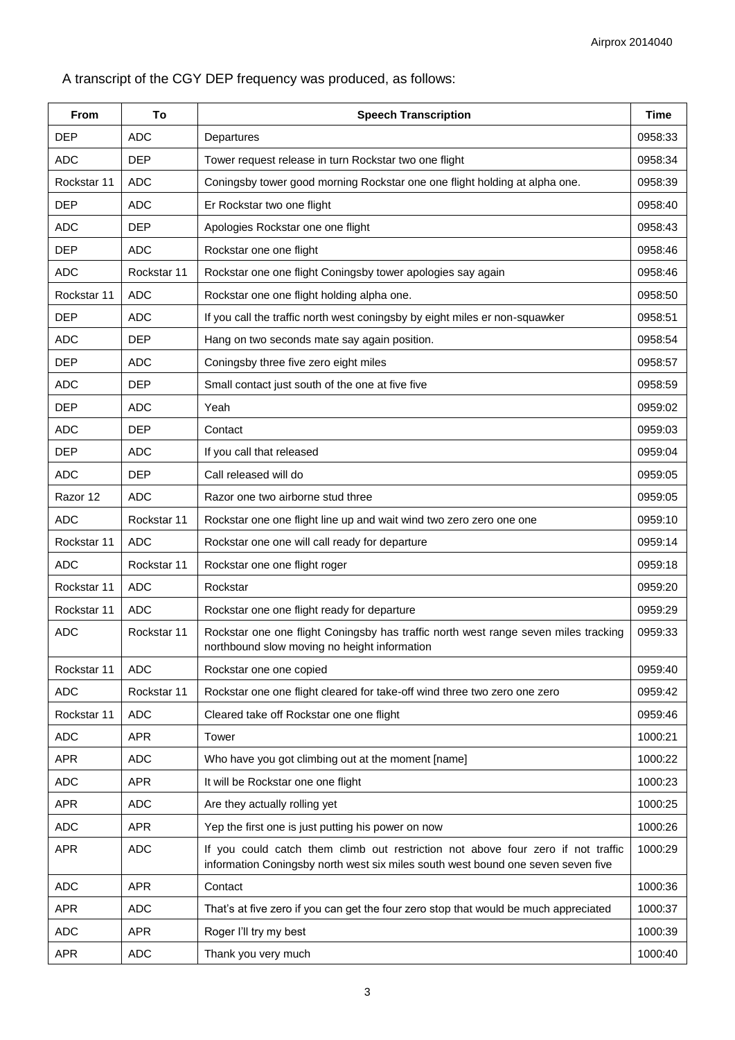A transcript of the CGY DEP frequency was produced, as follows:

| From | To | Speech Transcription | Time |
|---|---|---|---|
| DEP | ADC | Departures | 0958:33 |
| ADC | DEP | Tower request release in turn Rockstar two one flight | 0958:34 |
| Rockstar 11 | ADC | Coningsby tower good morning Rockstar one one flight holding at alpha one. | 0958:39 |
| DEP | ADC | Er Rockstar two one flight | 0958:40 |
| ADC | DEP | Apologies Rockstar one one flight | 0958:43 |
| DEP | ADC | Rockstar one one flight | 0958:46 |
| ADC | Rockstar 11 | Rockstar one one flight Coningsby tower apologies say again | 0958:46 |
| Rockstar 11 | ADC | Rockstar one one flight holding alpha one. | 0958:50 |
| DEP | ADC | If you call the traffic north west coningsby by eight miles er non-squawker | 0958:51 |
| ADC | DEP | Hang on two seconds mate say again position. | 0958:54 |
| DEP | ADC | Coningsby three five zero eight miles | 0958:57 |
| ADC | DEP | Small contact just south of the one at five five | 0958:59 |
| DEP | ADC | Yeah | 0959:02 |
| ADC | DEP | Contact | 0959:03 |
| DEP | ADC | If you call that released | 0959:04 |
| ADC | DEP | Call released will do | 0959:05 |
| Razor 12 | ADC | Razor one two airborne stud three | 0959:05 |
| ADC | Rockstar 11 | Rockstar one one flight line up and wait wind two zero zero one one | 0959:10 |
| Rockstar 11 | ADC | Rockstar one one will call ready for departure | 0959:14 |
| ADC | Rockstar 11 | Rockstar one one flight roger | 0959:18 |
| Rockstar 11 | ADC | Rockstar | 0959:20 |
| Rockstar 11 | ADC | Rockstar one one flight ready for departure | 0959:29 |
| ADC | Rockstar 11 | Rockstar one one flight Coningsby has traffic north west range seven miles tracking northbound slow moving no height information | 0959:33 |
| Rockstar 11 | ADC | Rockstar one one copied | 0959:40 |
| ADC | Rockstar 11 | Rockstar one one flight cleared for take-off wind three two zero one zero | 0959:42 |
| Rockstar 11 | ADC | Cleared take off Rockstar one one flight | 0959:46 |
| ADC | APR | Tower | 1000:21 |
| APR | ADC | Who have you got climbing out at the moment [name] | 1000:22 |
| ADC | APR | It will be Rockstar one one flight | 1000:23 |
| APR | ADC | Are they actually rolling yet | 1000:25 |
| ADC | APR | Yep the first one is just putting his power on now | 1000:26 |
| APR | ADC | If you could catch them climb out restriction not above four zero if not traffic information Coningsby north west six miles south west bound one seven seven five | 1000:29 |
| ADC | APR | Contact | 1000:36 |
| APR | ADC | That's at five zero if you can get the four zero stop that would be much appreciated | 1000:37 |
| ADC | APR | Roger I'll try my best | 1000:39 |
| APR | ADC | Thank you very much | 1000:40 |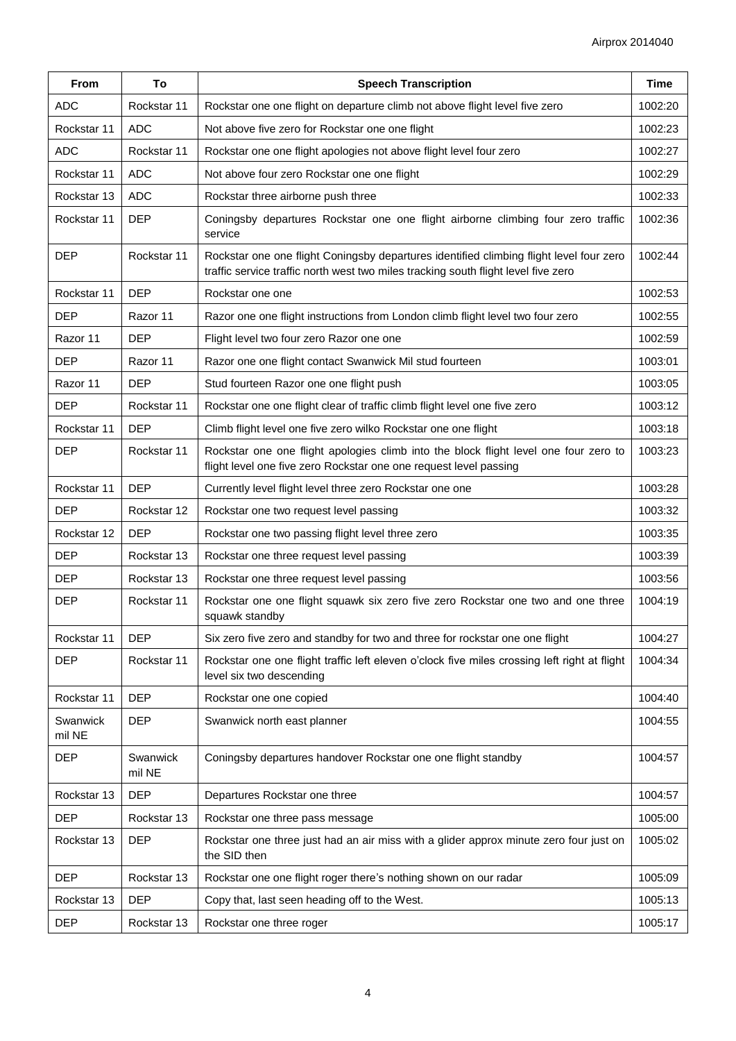| From | To | Speech Transcription | Time |
|---|---|---|---|
| ADC | Rockstar 11 | Rockstar one one flight on departure climb not above flight level five zero | 1002:20 |
| Rockstar 11 | ADC | Not above five zero for Rockstar one one flight | 1002:23 |
| ADC | Rockstar 11 | Rockstar one one flight apologies not above flight level four zero | 1002:27 |
| Rockstar 11 | ADC | Not above four zero Rockstar one one flight | 1002:29 |
| Rockstar 13 | ADC | Rockstar three airborne push three | 1002:33 |
| Rockstar 11 | DEP | Coningsby departures Rockstar one one flight airborne climbing four zero traffic service | 1002:36 |
| DEP | Rockstar 11 | Rockstar one one flight Coningsby departures identified climbing flight level four zero traffic service traffic north west two miles tracking south flight level five zero | 1002:44 |
| Rockstar 11 | DEP | Rockstar one one | 1002:53 |
| DEP | Razor 11 | Razor one one flight instructions from London climb flight level two four zero | 1002:55 |
| Razor 11 | DEP | Flight level two four zero Razor one one | 1002:59 |
| DEP | Razor 11 | Razor one one flight contact Swanwick Mil stud fourteen | 1003:01 |
| Razor 11 | DEP | Stud fourteen Razor one one flight push | 1003:05 |
| DEP | Rockstar 11 | Rockstar one one flight clear of traffic climb flight level one five zero | 1003:12 |
| Rockstar 11 | DEP | Climb flight level one five zero wilko Rockstar one one flight | 1003:18 |
| DEP | Rockstar 11 | Rockstar one one flight apologies climb into the block flight level one four zero to flight level one five zero Rockstar one one request level passing | 1003:23 |
| Rockstar 11 | DEP | Currently level flight level three zero Rockstar one one | 1003:28 |
| DEP | Rockstar 12 | Rockstar one two request level passing | 1003:32 |
| Rockstar 12 | DEP | Rockstar one two passing flight level three zero | 1003:35 |
| DEP | Rockstar 13 | Rockstar one three request level passing | 1003:39 |
| DEP | Rockstar 13 | Rockstar one three request level passing | 1003:56 |
| DEP | Rockstar 11 | Rockstar one one flight squawk six zero five zero Rockstar one two and one three squawk standby | 1004:19 |
| Rockstar 11 | DEP | Six zero five zero and standby for two and three for rockstar one one flight | 1004:27 |
| DEP | Rockstar 11 | Rockstar one one flight traffic left eleven o'clock five miles crossing left right at flight level six two descending | 1004:34 |
| Rockstar 11 | DEP | Rockstar one one copied | 1004:40 |
| Swanwick mil NE | DEP | Swanwick north east planner | 1004:55 |
| DEP | Swanwick mil NE | Coningsby departures handover Rockstar one one flight standby | 1004:57 |
| Rockstar 13 | DEP | Departures Rockstar one three | 1004:57 |
| DEP | Rockstar 13 | Rockstar one three pass message | 1005:00 |
| Rockstar 13 | DEP | Rockstar one three just had an air miss with a glider approx minute zero four just on the SID then | 1005:02 |
| DEP | Rockstar 13 | Rockstar one one flight roger there's nothing shown on our radar | 1005:09 |
| Rockstar 13 | DEP | Copy that, last seen heading off to the West. | 1005:13 |
| DEP | Rockstar 13 | Rockstar one three roger | 1005:17 |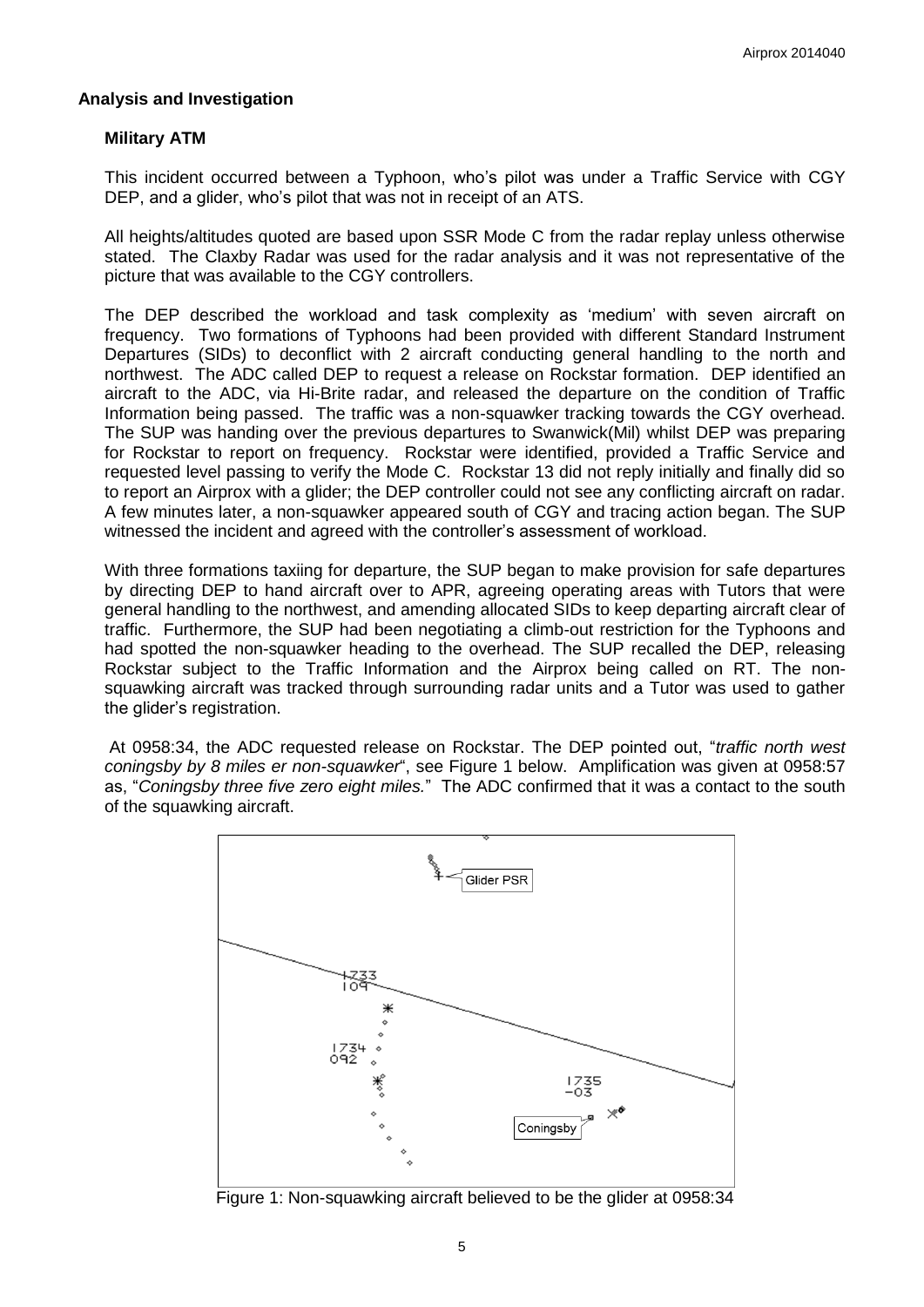## Analysis and Investigation

### Military ATM

This incident occurred between a Typhoon, who's pilot was under a Traffic Service with CGY DEP, and a glider, who's pilot that was not in receipt of an ATS.

All heights/altitudes quoted are based upon SSR Mode C from the radar replay unless otherwise stated. The Claxby Radar was used for the radar analysis and it was not representative of the picture that was available to the CGY controllers.

The DEP described the workload and task complexity as 'medium' with seven aircraft on frequency. Two formations of Typhoons had been provided with different Standard Instrument Departures (SIDs) to deconflict with 2 aircraft conducting general handling to the north and northwest. The ADC called DEP to request a release on Rockstar formation. DEP identified an aircraft to the ADC, via Hi-Brite radar, and released the departure on the condition of Traffic Information being passed. The traffic was a non-squawker tracking towards the CGY overhead. The SUP was handing over the previous departures to Swanwick(Mil) whilst DEP was preparing for Rockstar to report on frequency. Rockstar were identified, provided a Traffic Service and requested level passing to verify the Mode C. Rockstar 13 did not reply initially and finally did so to report an Airprox with a glider; the DEP controller could not see any conflicting aircraft on radar. A few minutes later, a non-squawker appeared south of CGY and tracing action began. The SUP witnessed the incident and agreed with the controller's assessment of workload.

With three formations taxiing for departure, the SUP began to make provision for safe departures by directing DEP to hand aircraft over to APR, agreeing operating areas with Tutors that were general handling to the northwest, and amending allocated SIDs to keep departing aircraft clear of traffic. Furthermore, the SUP had been negotiating a climb-out restriction for the Typhoons and had spotted the non-squawker heading to the overhead. The SUP recalled the DEP, releasing Rockstar subject to the Traffic Information and the Airprox being called on RT. The non-squawking aircraft was tracked through surrounding radar units and a Tutor was used to gather the glider's registration.

At 0958:34, the ADC requested release on Rockstar. The DEP pointed out, "*traffic north west coningsby by 8 miles er non-squawker*", see Figure 1 below. Amplification was given at 0958:57 as, "*Coningsby three five zero eight miles.*" The ADC confirmed that it was a contact to the south of the squawking aircraft.

Figure 1: Non-squawking aircraft believed to be the glider at 0958:34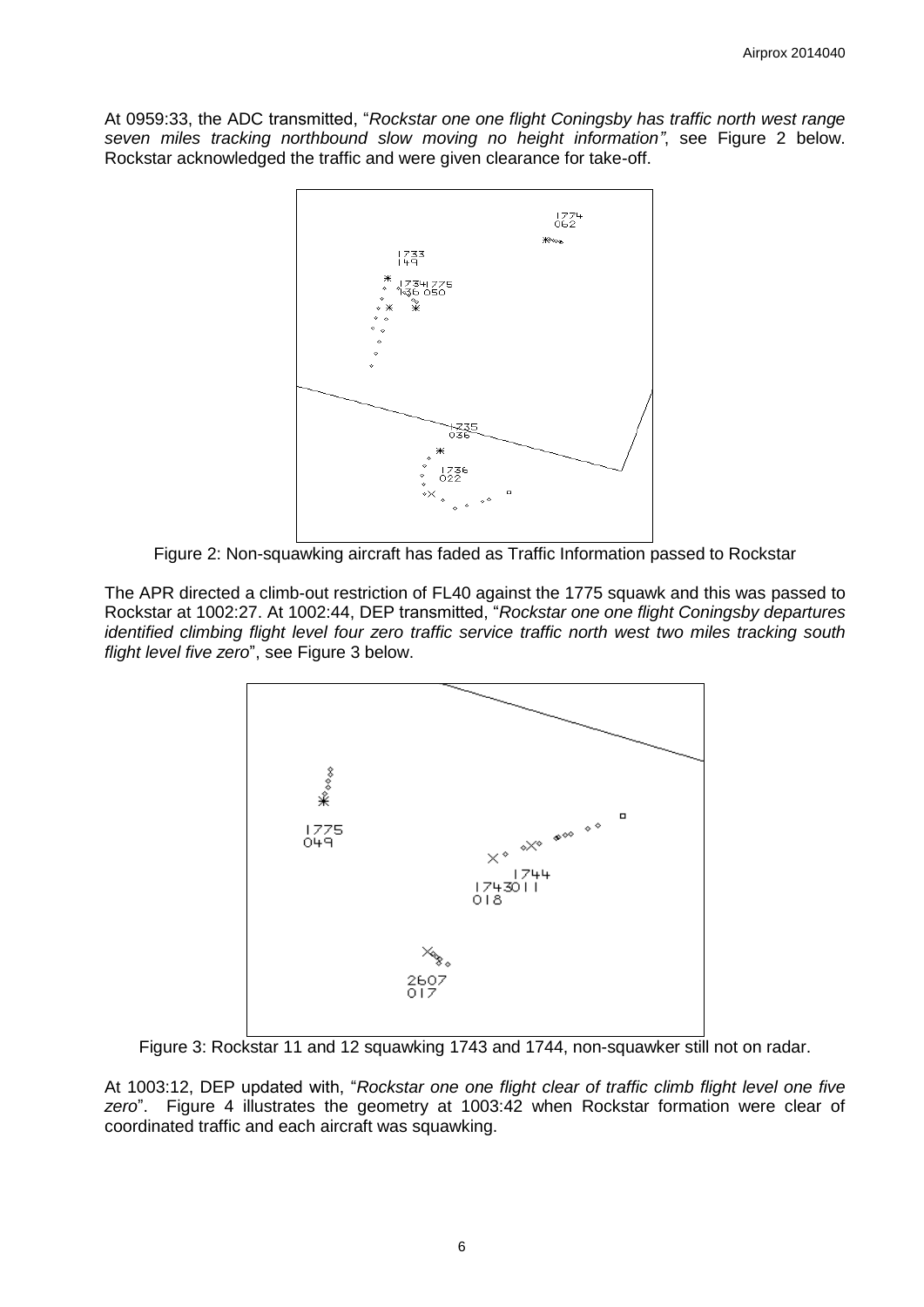At 0959:33, the ADC transmitted, "*Rockstar one one flight Coningsby has traffic north west range seven miles tracking northbound slow moving no height information"*, see Figure 2 below. Rockstar acknowledged the traffic and were given clearance for take-off.

Figure 2: Non-squawking aircraft has faded as Traffic Information passed to Rockstar

The APR directed a climb-out restriction of FL40 against the 1775 squawk and this was passed to Rockstar at 1002:27. At 1002:44, DEP transmitted, "*Rockstar one one flight Coningsby departures identified climbing flight level four zero traffic service traffic north west two miles tracking south flight level five zero*", see Figure 3 below.

Figure 3: Rockstar 11 and 12 squawking 1743 and 1744, non-squawker still not on radar.

At 1003:12, DEP updated with, "*Rockstar one one flight clear of traffic climb flight level one five zero*". Figure 4 illustrates the geometry at 1003:42 when Rockstar formation were clear of coordinated traffic and each aircraft was squawking.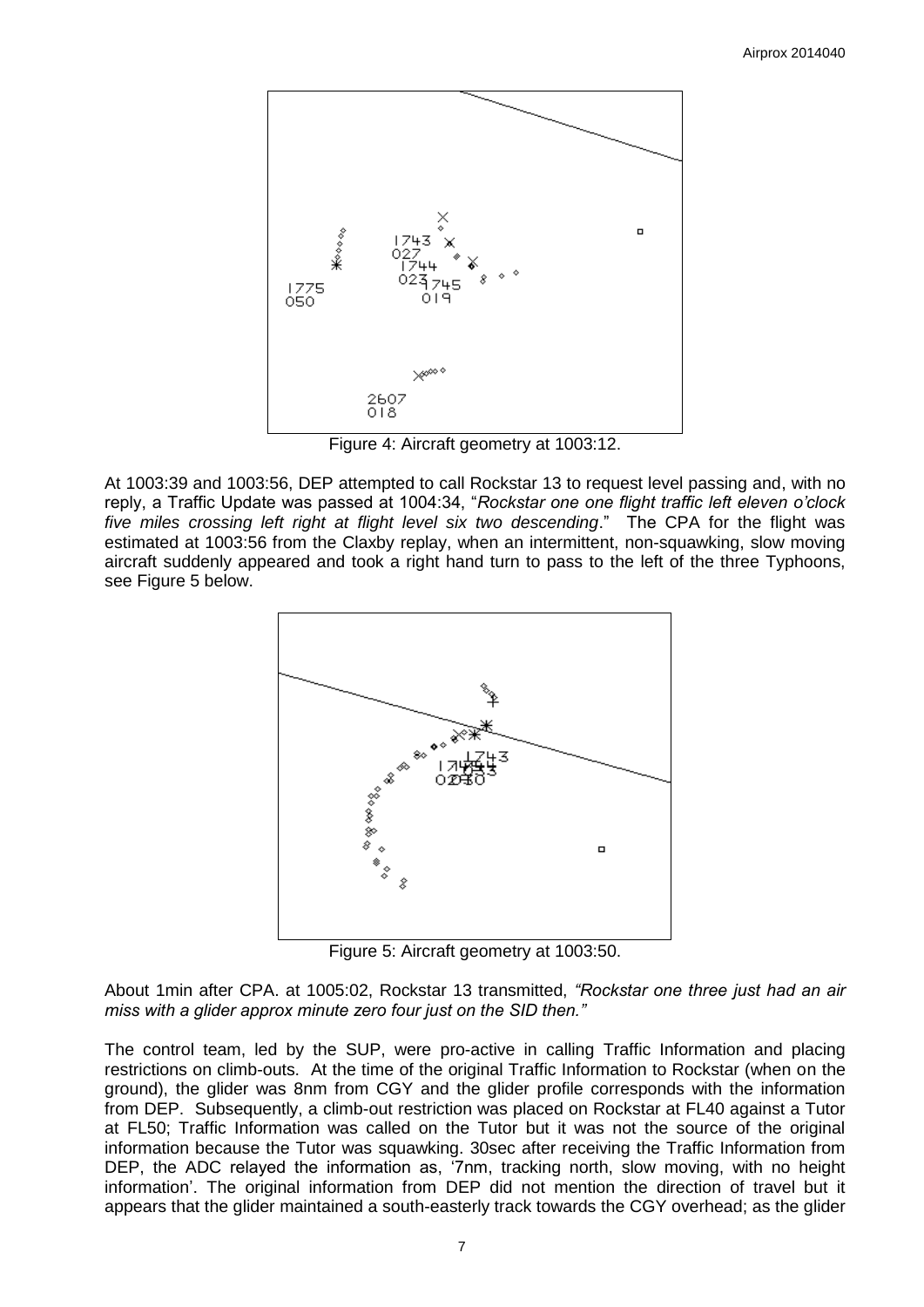Figure 4: Aircraft geometry at 1003:12.

At 1003:39 and 1003:56, DEP attempted to call Rockstar 13 to request level passing and, with no reply, a Traffic Update was passed at 1004:34, "*Rockstar one one flight traffic left eleven o'clock five miles crossing left right at flight level six two descending*." The CPA for the flight was estimated at 1003:56 from the Claxby replay, when an intermittent, non-squawking, slow moving aircraft suddenly appeared and took a right hand turn to pass to the left of the three Typhoons, see Figure 5 below.

Figure 5: Aircraft geometry at 1003:50.

About 1min after CPA. at 1005:02, Rockstar 13 transmitted, *"Rockstar one three just had an air miss with a glider approx minute zero four just on the SID then."*

The control team, led by the SUP, were pro-active in calling Traffic Information and placing restrictions on climb-outs. At the time of the original Traffic Information to Rockstar (when on the ground), the glider was 8nm from CGY and the glider profile corresponds with the information from DEP. Subsequently, a climb-out restriction was placed on Rockstar at FL40 against a Tutor at FL50; Traffic Information was called on the Tutor but it was not the source of the original information because the Tutor was squawking. 30sec after receiving the Traffic Information from DEP, the ADC relayed the information as, '7nm, tracking north, slow moving, with no height information'. The original information from DEP did not mention the direction of travel but it appears that the glider maintained a south-easterly track towards the CGY overhead; as the glider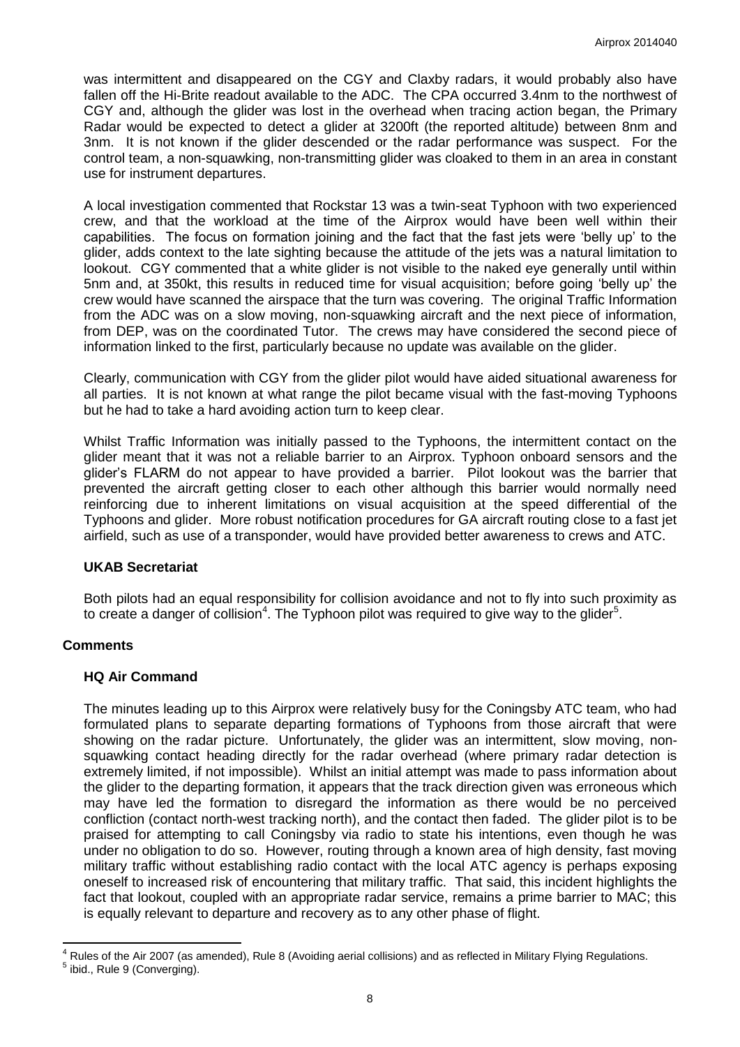was intermittent and disappeared on the CGY and Claxby radars, it would probably also have fallen off the Hi-Brite readout available to the ADC. The CPA occurred 3.4nm to the northwest of CGY and, although the glider was lost in the overhead when tracing action began, the Primary Radar would be expected to detect a glider at 3200ft (the reported altitude) between 8nm and 3nm. It is not known if the glider descended or the radar performance was suspect. For the control team, a non-squawking, non-transmitting glider was cloaked to them in an area in constant use for instrument departures.

A local investigation commented that Rockstar 13 was a twin-seat Typhoon with two experienced crew, and that the workload at the time of the Airprox would have been well within their capabilities. The focus on formation joining and the fact that the fast jets were 'belly up' to the glider, adds context to the late sighting because the attitude of the jets was a natural limitation to lookout. CGY commented that a white glider is not visible to the naked eye generally until within 5nm and, at 350kt, this results in reduced time for visual acquisition; before going 'belly up' the crew would have scanned the airspace that the turn was covering. The original Traffic Information from the ADC was on a slow moving, non-squawking aircraft and the next piece of information, from DEP, was on the coordinated Tutor. The crews may have considered the second piece of information linked to the first, particularly because no update was available on the glider.

Clearly, communication with CGY from the glider pilot would have aided situational awareness for all parties. It is not known at what range the pilot became visual with the fast-moving Typhoons but he had to take a hard avoiding action turn to keep clear.

Whilst Traffic Information was initially passed to the Typhoons, the intermittent contact on the glider meant that it was not a reliable barrier to an Airprox. Typhoon onboard sensors and the glider's FLARM do not appear to have provided a barrier. Pilot lookout was the barrier that prevented the aircraft getting closer to each other although this barrier would normally need reinforcing due to inherent limitations on visual acquisition at the speed differential of the Typhoons and glider. More robust notification procedures for GA aircraft routing close to a fast jet airfield, such as use of a transponder, would have provided better awareness to crews and ATC.

### UKAB Secretariat

Both pilots had an equal responsibility for collision avoidance and not to fly into such proximity as to create a danger of collision[4]. The Typhoon pilot was required to give way to the glider[5].

## Comments

### HQ Air Command

The minutes leading up to this Airprox were relatively busy for the Coningsby ATC team, who had formulated plans to separate departing formations of Typhoons from those aircraft that were showing on the radar picture. Unfortunately, the glider was an intermittent, slow moving, non-squawking contact heading directly for the radar overhead (where primary radar detection is extremely limited, if not impossible). Whilst an initial attempt was made to pass information about the glider to the departing formation, it appears that the track direction given was erroneous which may have led the formation to disregard the information as there would be no perceived confliction (contact north-west tracking north), and the contact then faded. The glider pilot is to be praised for attempting to call Coningsby via radio to state his intentions, even though he was under no obligation to do so. However, routing through a known area of high density, fast moving military traffic without establishing radio contact with the local ATC agency is perhaps exposing oneself to increased risk of encountering that military traffic. That said, this incident highlights the fact that lookout, coupled with an appropriate radar service, remains a prime barrier to MAC; this is equally relevant to departure and recovery as to any other phase of flight.

---

[4] Rules of the Air 2007 (as amended), Rule 8 (Avoiding aerial collisions) and as reflected in Military Flying Regulations.

[5] ibid., Rule 9 (Converging).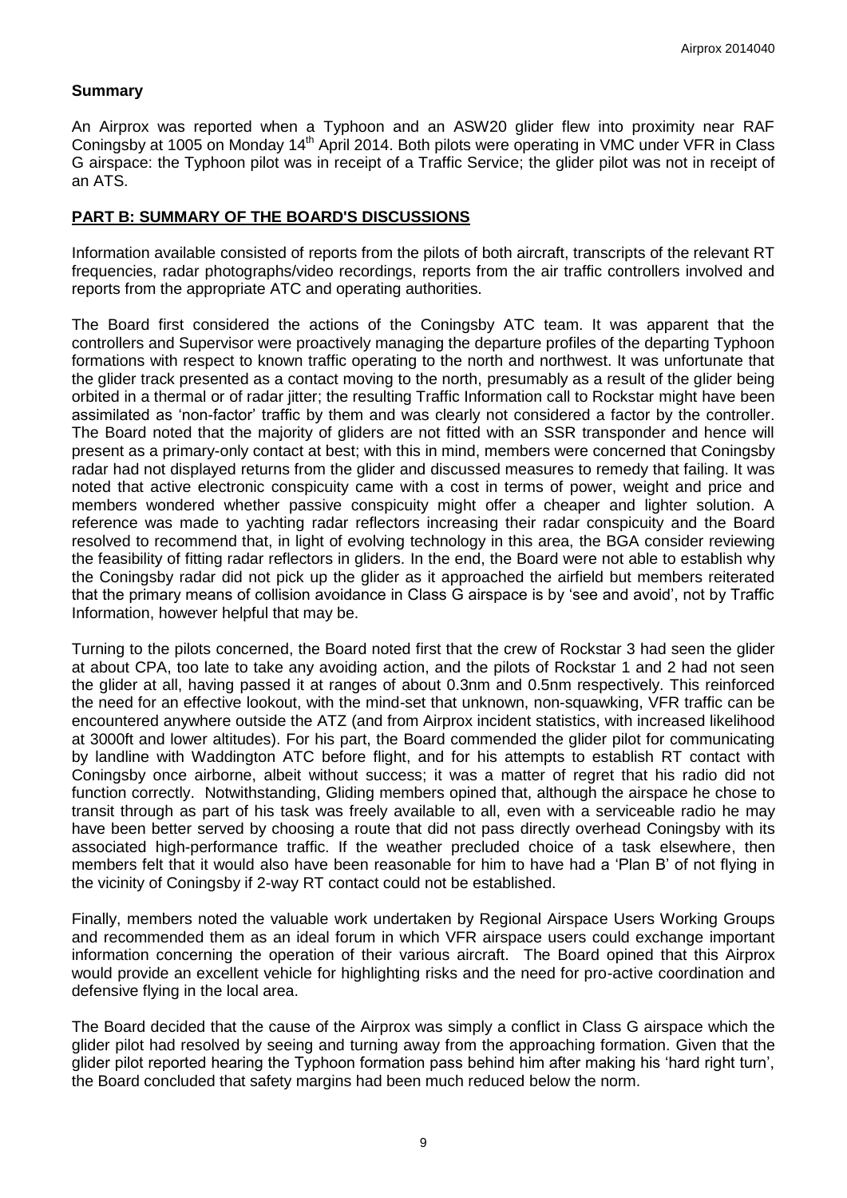## Summary

An Airprox was reported when a Typhoon and an ASW20 glider flew into proximity near RAF Coningsby at 1005 on Monday 14th April 2014. Both pilots were operating in VMC under VFR in Class G airspace: the Typhoon pilot was in receipt of a Traffic Service; the glider pilot was not in receipt of an ATS.

## PART B: SUMMARY OF THE BOARD'S DISCUSSIONS

Information available consisted of reports from the pilots of both aircraft, transcripts of the relevant RT frequencies, radar photographs/video recordings, reports from the air traffic controllers involved and reports from the appropriate ATC and operating authorities.

The Board first considered the actions of the Coningsby ATC team. It was apparent that the controllers and Supervisor were proactively managing the departure profiles of the departing Typhoon formations with respect to known traffic operating to the north and northwest. It was unfortunate that the glider track presented as a contact moving to the north, presumably as a result of the glider being orbited in a thermal or of radar jitter; the resulting Traffic Information call to Rockstar might have been assimilated as 'non-factor' traffic by them and was clearly not considered a factor by the controller. The Board noted that the majority of gliders are not fitted with an SSR transponder and hence will present as a primary-only contact at best; with this in mind, members were concerned that Coningsby radar had not displayed returns from the glider and discussed measures to remedy that failing. It was noted that active electronic conspicuity came with a cost in terms of power, weight and price and members wondered whether passive conspicuity might offer a cheaper and lighter solution. A reference was made to yachting radar reflectors increasing their radar conspicuity and the Board resolved to recommend that, in light of evolving technology in this area, the BGA consider reviewing the feasibility of fitting radar reflectors in gliders. In the end, the Board were not able to establish why the Coningsby radar did not pick up the glider as it approached the airfield but members reiterated that the primary means of collision avoidance in Class G airspace is by 'see and avoid', not by Traffic Information, however helpful that may be.

Turning to the pilots concerned, the Board noted first that the crew of Rockstar 3 had seen the glider at about CPA, too late to take any avoiding action, and the pilots of Rockstar 1 and 2 had not seen the glider at all, having passed it at ranges of about 0.3nm and 0.5nm respectively. This reinforced the need for an effective lookout, with the mind-set that unknown, non-squawking, VFR traffic can be encountered anywhere outside the ATZ (and from Airprox incident statistics, with increased likelihood at 3000ft and lower altitudes). For his part, the Board commended the glider pilot for communicating by landline with Waddington ATC before flight, and for his attempts to establish RT contact with Coningsby once airborne, albeit without success; it was a matter of regret that his radio did not function correctly. Notwithstanding, Gliding members opined that, although the airspace he chose to transit through as part of his task was freely available to all, even with a serviceable radio he may have been better served by choosing a route that did not pass directly overhead Coningsby with its associated high-performance traffic. If the weather precluded choice of a task elsewhere, then members felt that it would also have been reasonable for him to have had a 'Plan B' of not flying in the vicinity of Coningsby if 2-way RT contact could not be established.

Finally, members noted the valuable work undertaken by Regional Airspace Users Working Groups and recommended them as an ideal forum in which VFR airspace users could exchange important information concerning the operation of their various aircraft. The Board opined that this Airprox would provide an excellent vehicle for highlighting risks and the need for pro-active coordination and defensive flying in the local area.

The Board decided that the cause of the Airprox was simply a conflict in Class G airspace which the glider pilot had resolved by seeing and turning away from the approaching formation. Given that the glider pilot reported hearing the Typhoon formation pass behind him after making his 'hard right turn', the Board concluded that safety margins had been much reduced below the norm.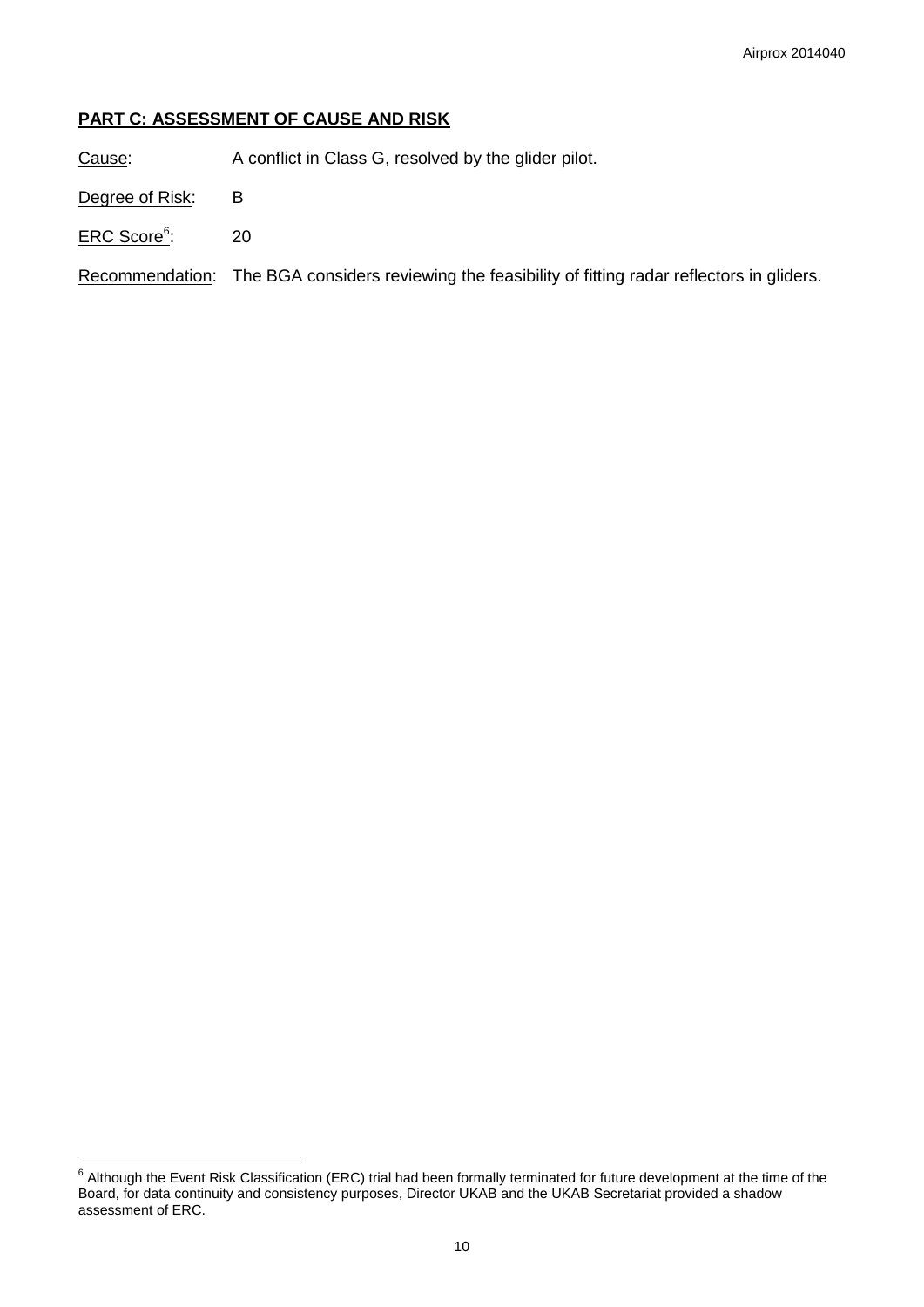**PART C: ASSESSMENT OF CAUSE AND RISK**

Cause: A conflict in Class G, resolved by the glider pilot.

Degree of Risk: B

ERC Score[6]: 20

Recommendation: The BGA considers reviewing the feasibility of fitting radar reflectors in gliders.

---

[6] Although the Event Risk Classification (ERC) trial had been formally terminated for future development at the time of the Board, for data continuity and consistency purposes, Director UKAB and the UKAB Secretariat provided a shadow assessment of ERC.